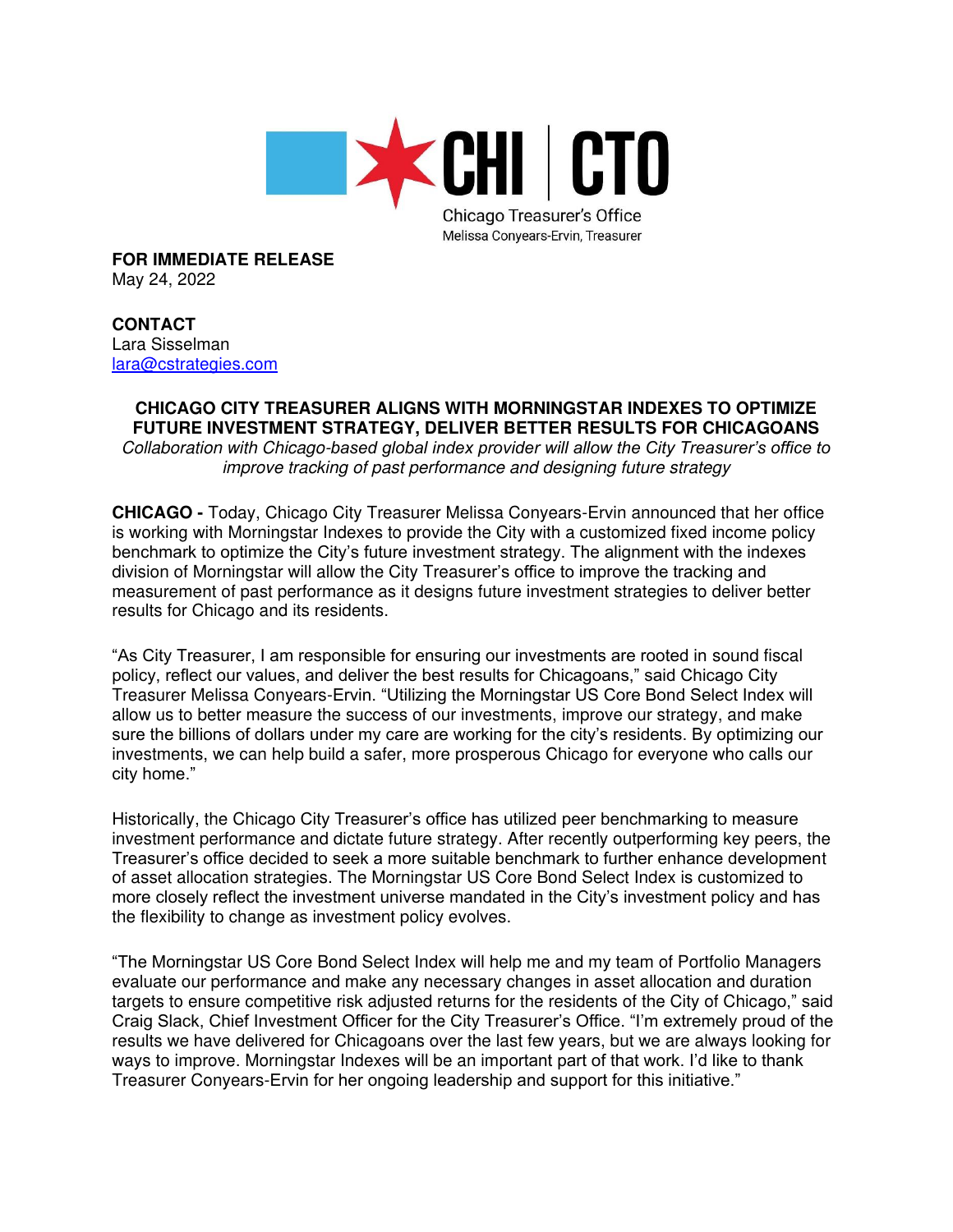CHI | CTO

Chicago Treasurer's Office
Melissa Conyears-Ervin, Treasurer

**FOR IMMEDIATE RELEASE**
May 24, 2022

**CONTACT**
Lara Sisselman
lara@cstrategies.com

## CHICAGO CITY TREASURER ALIGNS WITH MORNINGSTAR INDEXES TO OPTIMIZE FUTURE INVESTMENT STRATEGY, DELIVER BETTER RESULTS FOR CHICAGOANS

*Collaboration with Chicago-based global index provider will allow the City Treasurer's office to improve tracking of past performance and designing future strategy*

**CHICAGO -** Today, Chicago City Treasurer Melissa Conyears-Ervin announced that her office is working with Morningstar Indexes to provide the City with a customized fixed income policy benchmark to optimize the City's future investment strategy. The alignment with the indexes division of Morningstar will allow the City Treasurer's office to improve the tracking and measurement of past performance as it designs future investment strategies to deliver better results for Chicago and its residents.

"As City Treasurer, I am responsible for ensuring our investments are rooted in sound fiscal policy, reflect our values, and deliver the best results for Chicagoans," said Chicago City Treasurer Melissa Conyears-Ervin. "Utilizing the Morningstar US Core Bond Select Index will allow us to better measure the success of our investments, improve our strategy, and make sure the billions of dollars under my care are working for the city's residents. By optimizing our investments, we can help build a safer, more prosperous Chicago for everyone who calls our city home."

Historically, the Chicago City Treasurer's office has utilized peer benchmarking to measure investment performance and dictate future strategy. After recently outperforming key peers, the Treasurer's office decided to seek a more suitable benchmark to further enhance development of asset allocation strategies. The Morningstar US Core Bond Select Index is customized to more closely reflect the investment universe mandated in the City's investment policy and has the flexibility to change as investment policy evolves.

"The Morningstar US Core Bond Select Index will help me and my team of Portfolio Managers evaluate our performance and make any necessary changes in asset allocation and duration targets to ensure competitive risk adjusted returns for the residents of the City of Chicago," said Craig Slack, Chief Investment Officer for the City Treasurer's Office. "I'm extremely proud of the results we have delivered for Chicagoans over the last few years, but we are always looking for ways to improve. Morningstar Indexes will be an important part of that work. I'd like to thank Treasurer Conyears-Ervin for her ongoing leadership and support for this initiative."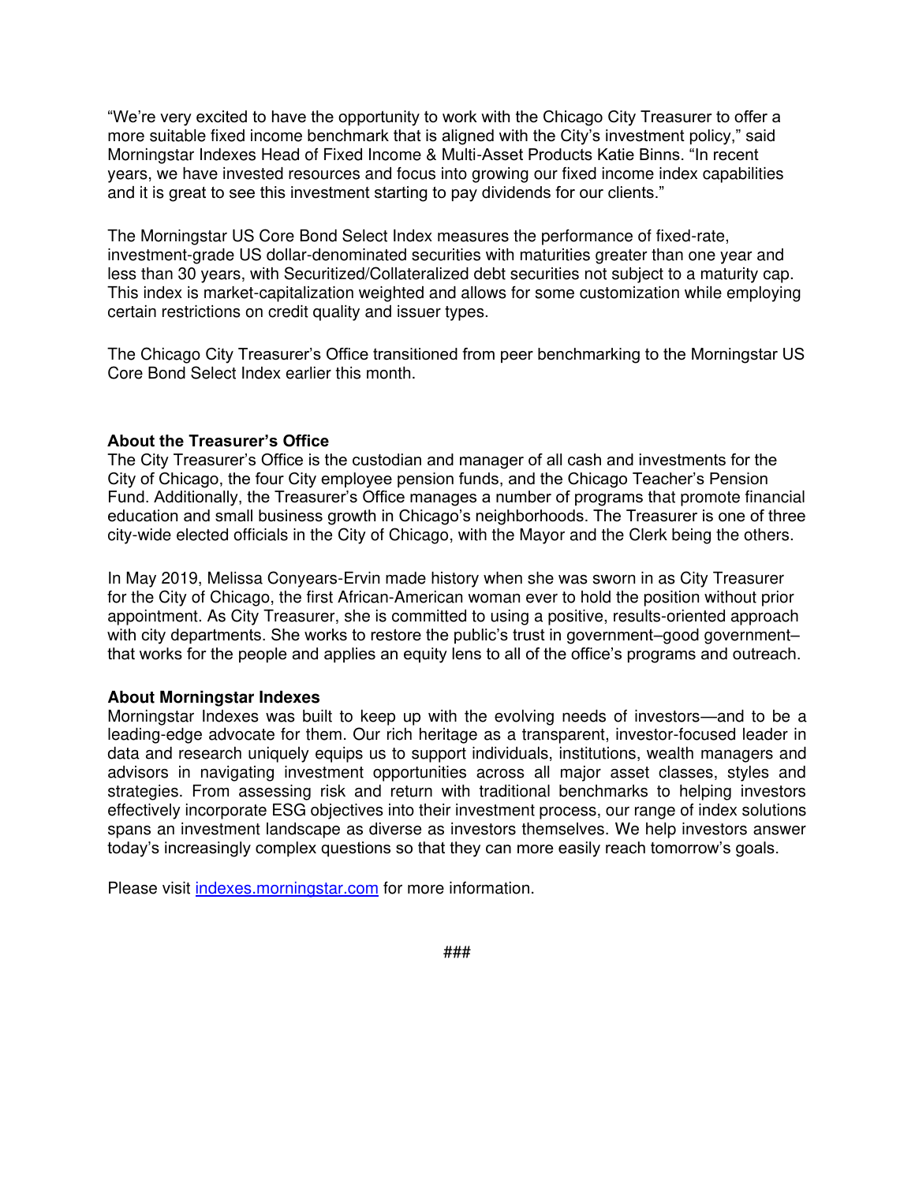"We're very excited to have the opportunity to work with the Chicago City Treasurer to offer a more suitable fixed income benchmark that is aligned with the City's investment policy," said Morningstar Indexes Head of Fixed Income & Multi-Asset Products Katie Binns. "In recent years, we have invested resources and focus into growing our fixed income index capabilities and it is great to see this investment starting to pay dividends for our clients."

The Morningstar US Core Bond Select Index measures the performance of fixed-rate, investment-grade US dollar-denominated securities with maturities greater than one year and less than 30 years, with Securitized/Collateralized debt securities not subject to a maturity cap. This index is market-capitalization weighted and allows for some customization while employing certain restrictions on credit quality and issuer types.

The Chicago City Treasurer's Office transitioned from peer benchmarking to the Morningstar US Core Bond Select Index earlier this month.

**About the Treasurer's Office**

The City Treasurer's Office is the custodian and manager of all cash and investments for the City of Chicago, the four City employee pension funds, and the Chicago Teacher's Pension Fund. Additionally, the Treasurer's Office manages a number of programs that promote financial education and small business growth in Chicago's neighborhoods. The Treasurer is one of three city-wide elected officials in the City of Chicago, with the Mayor and the Clerk being the others.

In May 2019, Melissa Conyears-Ervin made history when she was sworn in as City Treasurer for the City of Chicago, the first African-American woman ever to hold the position without prior appointment. As City Treasurer, she is committed to using a positive, results-oriented approach with city departments. She works to restore the public's trust in government–good government–that works for the people and applies an equity lens to all of the office's programs and outreach.

**About Morningstar Indexes**

Morningstar Indexes was built to keep up with the evolving needs of investors—and to be a leading-edge advocate for them. Our rich heritage as a transparent, investor-focused leader in data and research uniquely equips us to support individuals, institutions, wealth managers and advisors in navigating investment opportunities across all major asset classes, styles and strategies. From assessing risk and return with traditional benchmarks to helping investors effectively incorporate ESG objectives into their investment process, our range of index solutions spans an investment landscape as diverse as investors themselves. We help investors answer today's increasingly complex questions so that they can more easily reach tomorrow's goals.

Please visit [indexes.morningstar.com](indexes.morningstar.com) for more information.

###